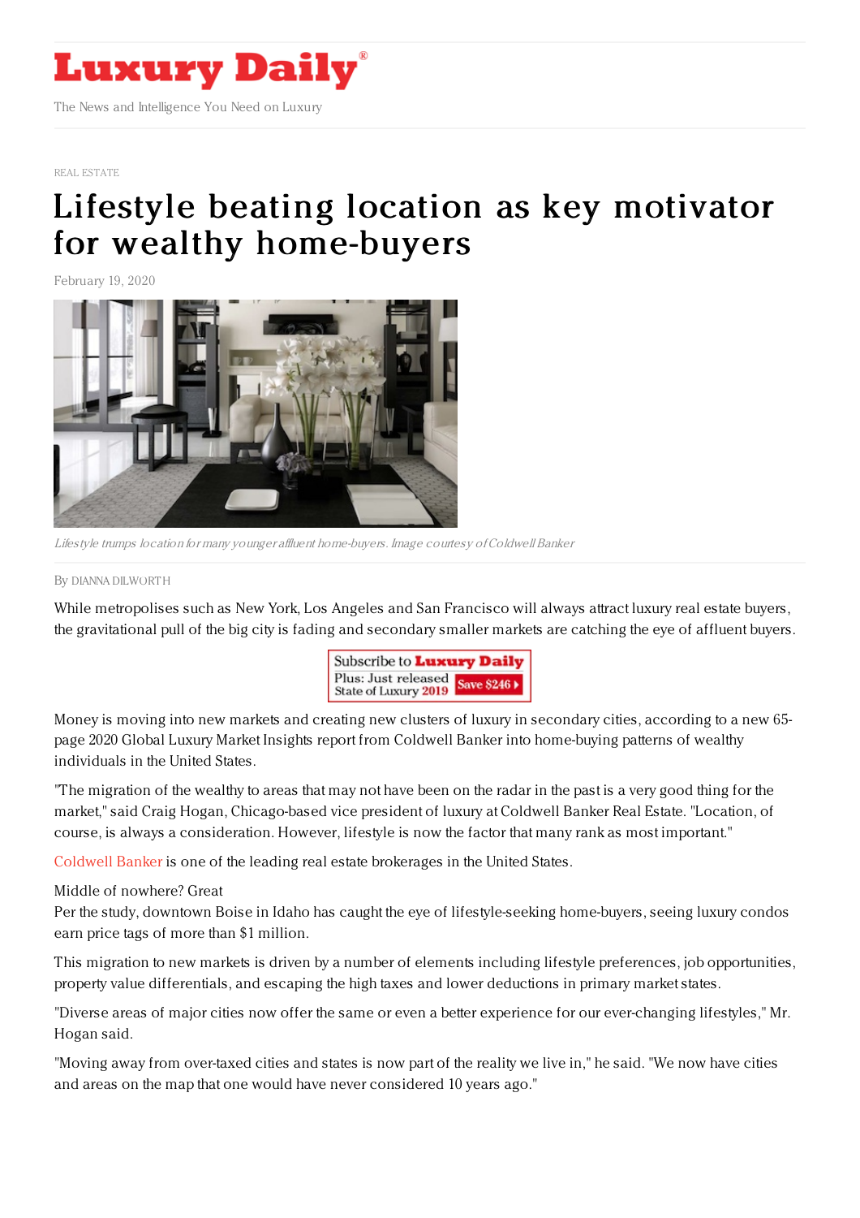REAL ESTATE

# Lifestyle beating location as key motivator for wealthy home-buyers

February 19, 2020

*Lifestyle trumps location for many younger affluent home-buyers. Image courtesy of Coldwell Banker*

By DIANNA DILWORTH

While metropolises such as New York, Los Angeles and San Francisco will always attract luxury real estate buyers, the gravitational pull of the big city is fading and secondary smaller markets are catching the eye of affluent buyers.

Money is moving into new markets and creating new clusters of luxury in secondary cities, according to a new 65-page 2020 Global Luxury Market Insights report from Coldwell Banker into home-buying patterns of wealthy individuals in the United States.

"The migration of the wealthy to areas that may not have been on the radar in the past is a very good thing for the market," said Craig Hogan, Chicago-based vice president of luxury at Coldwell Banker Real Estate. "Location, of course, is always a consideration. However, lifestyle is now the factor that many rank as most important."

Coldwell Banker is one of the leading real estate brokerages in the United States.

Middle of nowhere? Great

Per the study, downtown Boise in Idaho has caught the eye of lifestyle-seeking home-buyers, seeing luxury condos earn price tags of more than $1 million.

This migration to new markets is driven by a number of elements including lifestyle preferences, job opportunities, property value differentials, and escaping the high taxes and lower deductions in primary market states.

"Diverse areas of major cities now offer the same or even a better experience for our ever-changing lifestyles," Mr. Hogan said.

"Moving away from over-taxed cities and states is now part of the reality we live in," he said. "We now have cities and areas on the map that one would have never considered 10 years ago."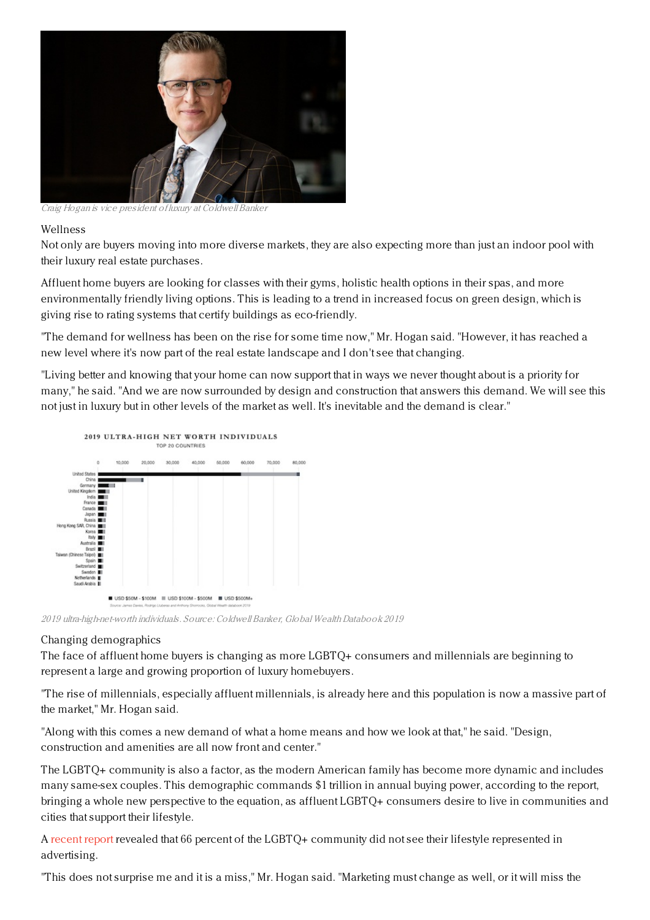Craig Hogan is vice president of luxury at Coldwell Banker

Wellness

Not only are buyers moving into more diverse markets, they are also expecting more than just an indoor pool with their luxury real estate purchases.

Affluent home buyers are looking for classes with their gyms, holistic health options in their spas, and more environmentally friendly living options. This is leading to a trend in increased focus on green design, which is giving rise to rating systems that certify buildings as eco-friendly.

"The demand for wellness has been on the rise for some time now," Mr. Hogan said. "However, it has reached a new level where it's now part of the real estate landscape and I don't see that changing.

"Living better and knowing that your home can now support that in ways we never thought about is a priority for many," he said. "And we are now surrounded by design and construction that answers this demand. We will see this not just in luxury but in other levels of the market as well. It's inevitable and the demand is clear."

2019 ultra-high-net-worth individuals. Source: Coldwell Banker, Global Wealth Databook 2019

Changing demographics

The face of affluent home buyers is changing as more LGBTQ+ consumers and millennials are beginning to represent a large and growing proportion of luxury homebuyers.

"The rise of millennials, especially affluent millennials, is already here and this population is now a massive part of the market," Mr. Hogan said.

"Along with this comes a new demand of what a home means and how we look at that," he said. "Design, construction and amenities are all now front and center."

The LGBTQ+ community is also a factor, as the modern American family has become more dynamic and includes many same-sex couples. This demographic commands $1 trillion in annual buying power, according to the report, bringing a whole new perspective to the equation, as affluent LGBTQ+ consumers desire to live in communities and cities that support their lifestyle.

A recent report revealed that 66 percent of the LGBTQ+ community did not see their lifestyle represented in advertising.

"This does not surprise me and it is a miss," Mr. Hogan said. "Marketing must change as well, or it will miss the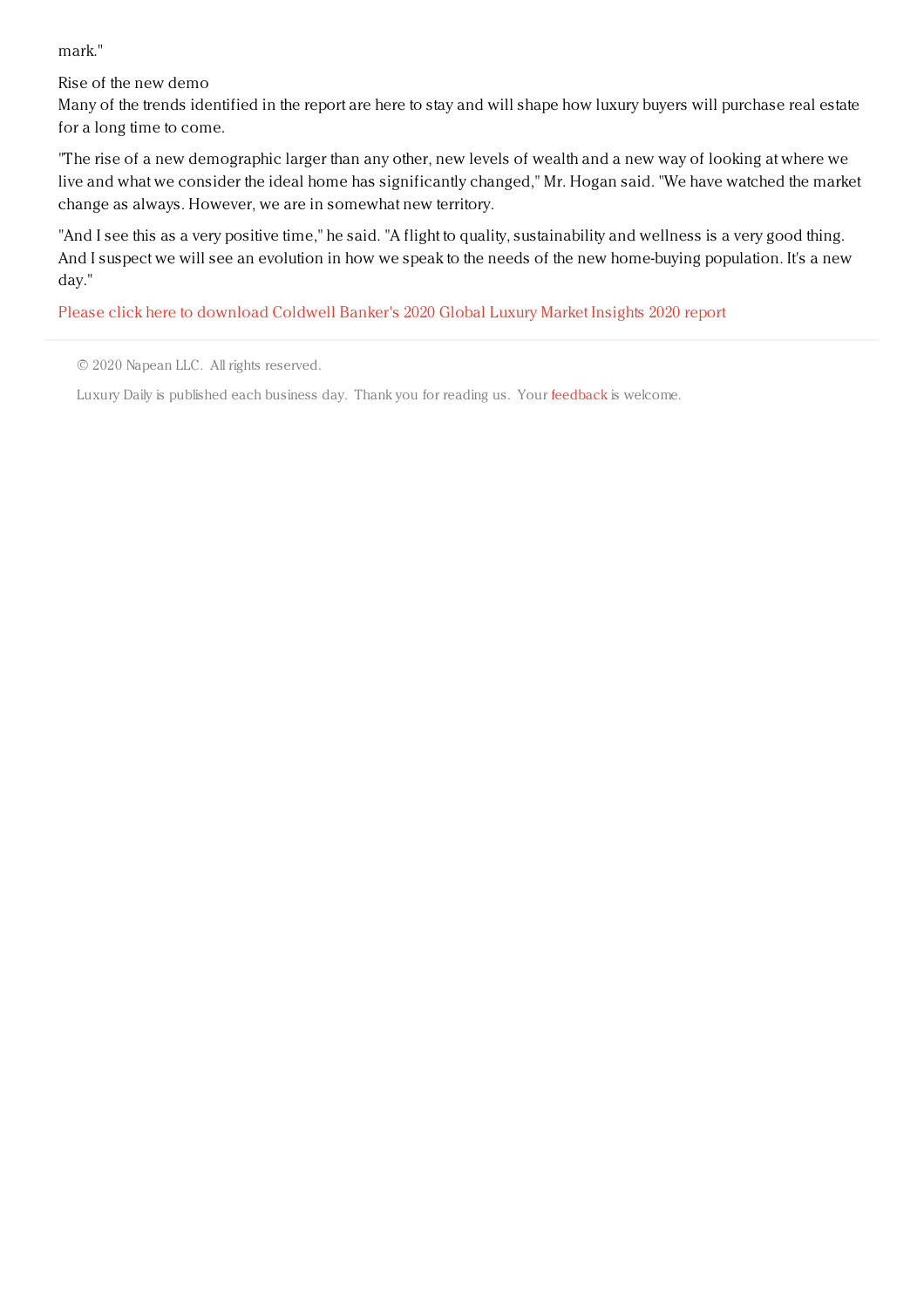mark."

## Rise of the new demo

Many of the trends identified in the report are here to stay and will shape how luxury buyers will purchase real estate for a long time to come.

"The rise of a new demographic larger than any other, new levels of wealth and a new way of looking at where we live and what we consider the ideal home has significantly changed," Mr. Hogan said. "We have watched the market change as always. However, we are in somewhat new territory.

"And I see this as a very positive time," he said. "A flight to quality, sustainability and wellness is a very good thing. And I suspect we will see an evolution in how we speak to the needs of the new home-buying population. It's a new day."

Please click here to download Coldwell Banker's 2020 Global Luxury Market Insights 2020 report

© 2020 Napean LLC. All rights reserved.

Luxury Daily is published each business day. Thank you for reading us. Your feedback is welcome.